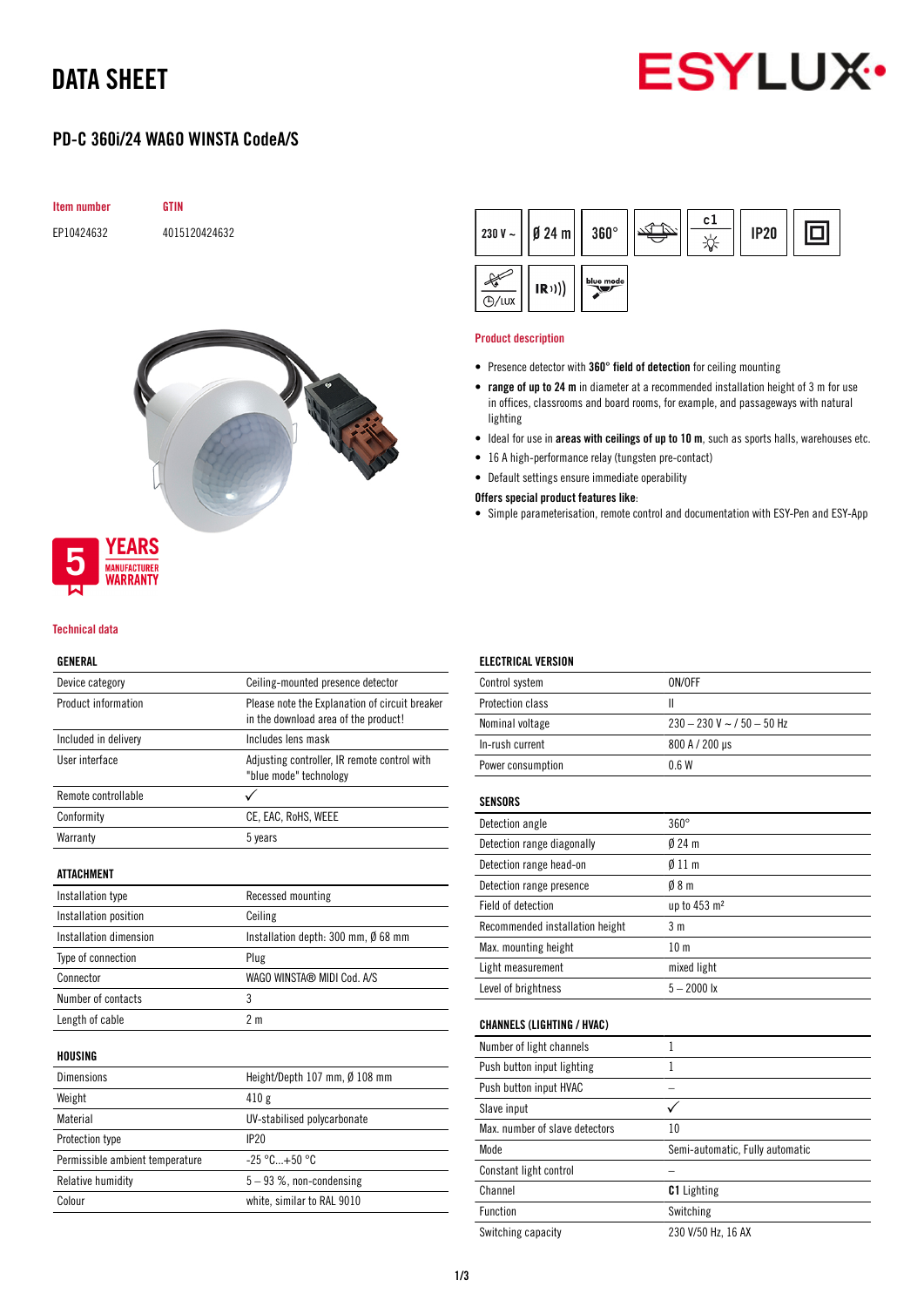# DATA SHEET

## PD-C 360i/24 WAGO WINSTA CodeA/S

| Item number | GTIN |
|---|---|
| EP10424632 | 4015120424632 |

5 YEARS MANUFACTURER WARRANTY

230 V ~ | Ø 24 m | 360° | c1 | IP20 | ⌚/LUX | IR | blue mode

### Product description

- Presence detector with **360° field of detection** for ceiling mounting
- **range of up to 24 m** in diameter at a recommended installation height of 3 m for use in offices, classrooms and board rooms, for example, and passageways with natural lighting
- Ideal for use in **areas with ceilings of up to 10 m**, such as sports halls, warehouses etc.
- 16 A high-performance relay (tungsten pre-contact)
- Default settings ensure immediate operability

**Offers special product features like:**

- Simple parameterisation, remote control and documentation with ESY-Pen and ESY-App

### Technical data

**GENERAL**

| | |
|---|---|
| Device category | Ceiling-mounted presence detector |
| Product information | Please note the Explanation of circuit breaker in the download area of the product! |
| Included in delivery | Includes lens mask |
| User interface | Adjusting controller, IR remote control with "blue mode" technology |
| Remote controllable | ✓ |
| Conformity | CE, EAC, RoHS, WEEE |
| Warranty | 5 years |

**ATTACHMENT**

| | |
|---|---|
| Installation type | Recessed mounting |
| Installation position | Ceiling |
| Installation dimension | Installation depth: 300 mm, Ø 68 mm |
| Type of connection | Plug |
| Connector | WAGO WINSTA® MIDI Cod. A/S |
| Number of contacts | 3 |
| Length of cable | 2 m |

**HOUSING**

| | |
|---|---|
| Dimensions | Height/Depth 107 mm, Ø 108 mm |
| Weight | 410 g |
| Material | UV-stabilised polycarbonate |
| Protection type | IP20 |
| Permissible ambient temperature | -25 °C...+50 °C |
| Relative humidity | 5 – 93 %, non-condensing |
| Colour | white, similar to RAL 9010 |

**ELECTRICAL VERSION**

| | |
|---|---|
| Control system | ON/OFF |
| Protection class | II |
| Nominal voltage | 230 – 230 V ~ / 50 – 50 Hz |
| In-rush current | 800 A / 200 µs |
| Power consumption | 0.6 W |

**SENSORS**

| | |
|---|---|
| Detection angle | 360° |
| Detection range diagonally | Ø 24 m |
| Detection range head-on | Ø 11 m |
| Detection range presence | Ø 8 m |
| Field of detection | up to 453 m² |
| Recommended installation height | 3 m |
| Max. mounting height | 10 m |
| Light measurement | mixed light |
| Level of brightness | 5 – 2000 lx |

**CHANNELS (LIGHTING / HVAC)**

| | |
|---|---|
| Number of light channels | 1 |
| Push button input lighting | 1 |
| Push button input HVAC | – |
| Slave input | ✓ |
| Max. number of slave detectors | 10 |
| Mode | Semi-automatic, Fully automatic |
| Constant light control | – |
| Channel | **C1** Lighting |
| Function | Switching |
| Switching capacity | 230 V/50 Hz, 16 AX |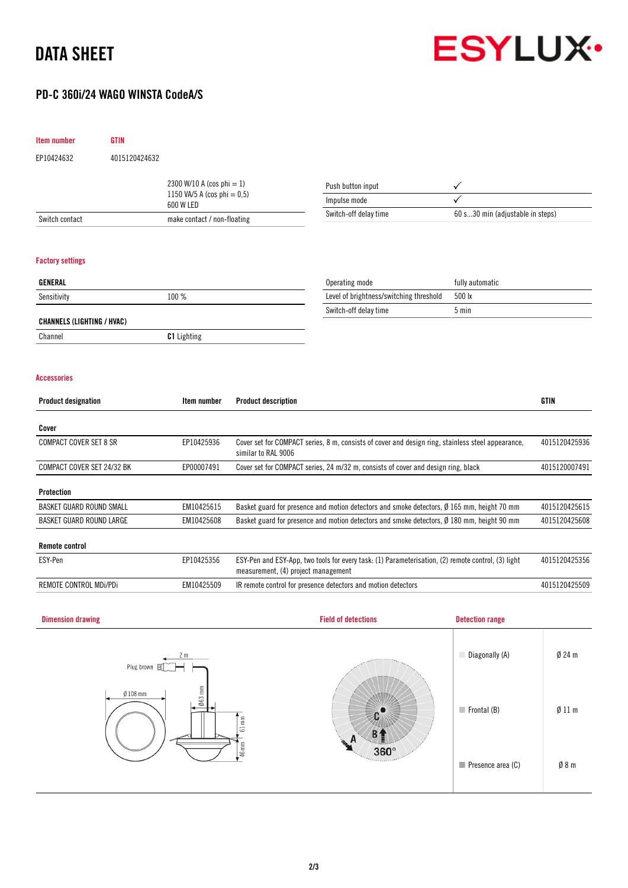# DATA SHEET

## PD-C 360i/24 WAGO WINSTA CodeA/S

| Item number | GTIN |
|---|---|
| EP10424632 | 4015120424632 |

| | |
|---|---|
| | 2300 W/10 A (cos phi = 1)<br>1150 VA/5 A (cos phi = 0,5)<br>600 W LED |
| Switch contact | make contact / non-floating |

| | |
|---|---|
| Push button input | ✓ |
| Impulse mode | ✓ |
| Switch-off delay time | 60 s...30 min (adjustable in steps) |

### Factory settings

| GENERAL | |
|---|---|
| Sensitivity | 100 % |

| CHANNELS (LIGHTING / HVAC) | |
|---|---|
| Channel | **C1** Lighting |

| | |
|---|---|
| Operating mode | fully automatic |
| Level of brightness/switching threshold | 500 lx |
| Switch-off delay time | 5 min |

### Accessories

| Product designation | Item number | Product description | GTIN |
|---|---|---|---|
| **Cover** | | | |
| COMPACT COVER SET 8 SR | EP10425936 | Cover set for COMPACT series, 8 m, consists of cover and design ring, stainless steel appearance, similar to RAL 9006 | 4015120425936 |
| COMPACT COVER SET 24/32 BK | EP00007491 | Cover set for COMPACT series, 24 m/32 m, consists of cover and design ring, black | 4015120007491 |
| **Protection** | | | |
| BASKET GUARD ROUND SMALL | EM10425615 | Basket guard for presence and motion detectors and smoke detectors, Ø 165 mm, height 70 mm | 4015120425615 |
| BASKET GUARD ROUND LARGE | EM10425608 | Basket guard for presence and motion detectors and smoke detectors, Ø 180 mm, height 90 mm | 4015120425608 |
| **Remote control** | | | |
| ESY-Pen | EP10425356 | ESY-Pen and ESY-App, two tools for every task: (1) Parameterisation, (2) remote control, (3) light measurement, (4) project management | 4015120425356 |
| REMOTE CONTROL MDi/PDi | EM10425509 | IR remote control for presence detectors and motion detectors | 4015120425509 |

### Dimension drawing

Plug brown, 2 m, Ø 108 mm, Ø63 mm, 61 mm, 46mm

### Field of detections

### Detection range

| | |
|---|---|
| Diagonally (A) | Ø 24 m |
| Frontal (B) | Ø 11 m |
| Presence area (C) | Ø 8 m |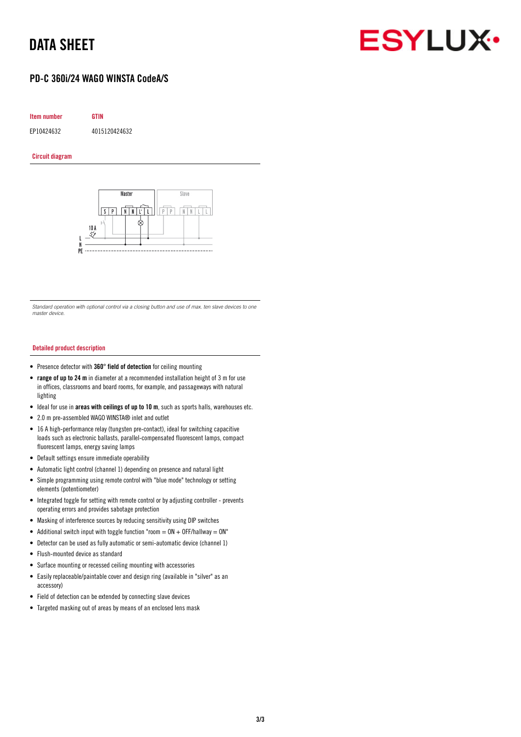# DATA SHEET

## PD-C 360i/24 WAGO WINSTA CodeA/S

| Item number | GTIN |
| --- | --- |
| EP10424632 | 4015120424632 |

### Circuit diagram

Master

Slave

S P N N L' L

P P N N L L

10 A

L

N

PE

*Standard operation with optional control via a closing button and use of max. ten slave devices to one master device.*

### Detailed product description

- Presence detector with **360° field of detection** for ceiling mounting
- **range of up to 24 m** in diameter at a recommended installation height of 3 m for use in offices, classrooms and board rooms, for example, and passageways with natural lighting
- Ideal for use in **areas with ceilings of up to 10 m**, such as sports halls, warehouses etc.
- 2.0 m pre-assembled WAGO WINSTA® inlet and outlet
- 16 A high-performance relay (tungsten pre-contact), ideal for switching capacitive loads such as electronic ballasts, parallel-compensated fluorescent lamps, compact fluorescent lamps, energy saving lamps
- Default settings ensure immediate operability
- Automatic light control (channel 1) depending on presence and natural light
- Simple programming using remote control with "blue mode" technology or setting elements (potentiometer)
- Integrated toggle for setting with remote control or by adjusting controller - prevents operating errors and provides sabotage protection
- Masking of interference sources by reducing sensitivity using DIP switches
- Additional switch input with toggle function "room = ON + OFF/hallway = ON"
- Detector can be used as fully automatic or semi-automatic device (channel 1)
- Flush-mounted device as standard
- Surface mounting or recessed ceiling mounting with accessories
- Easily replaceable/paintable cover and design ring (available in "silver" as an accessory)
- Field of detection can be extended by connecting slave devices
- Targeted masking out of areas by means of an enclosed lens mask